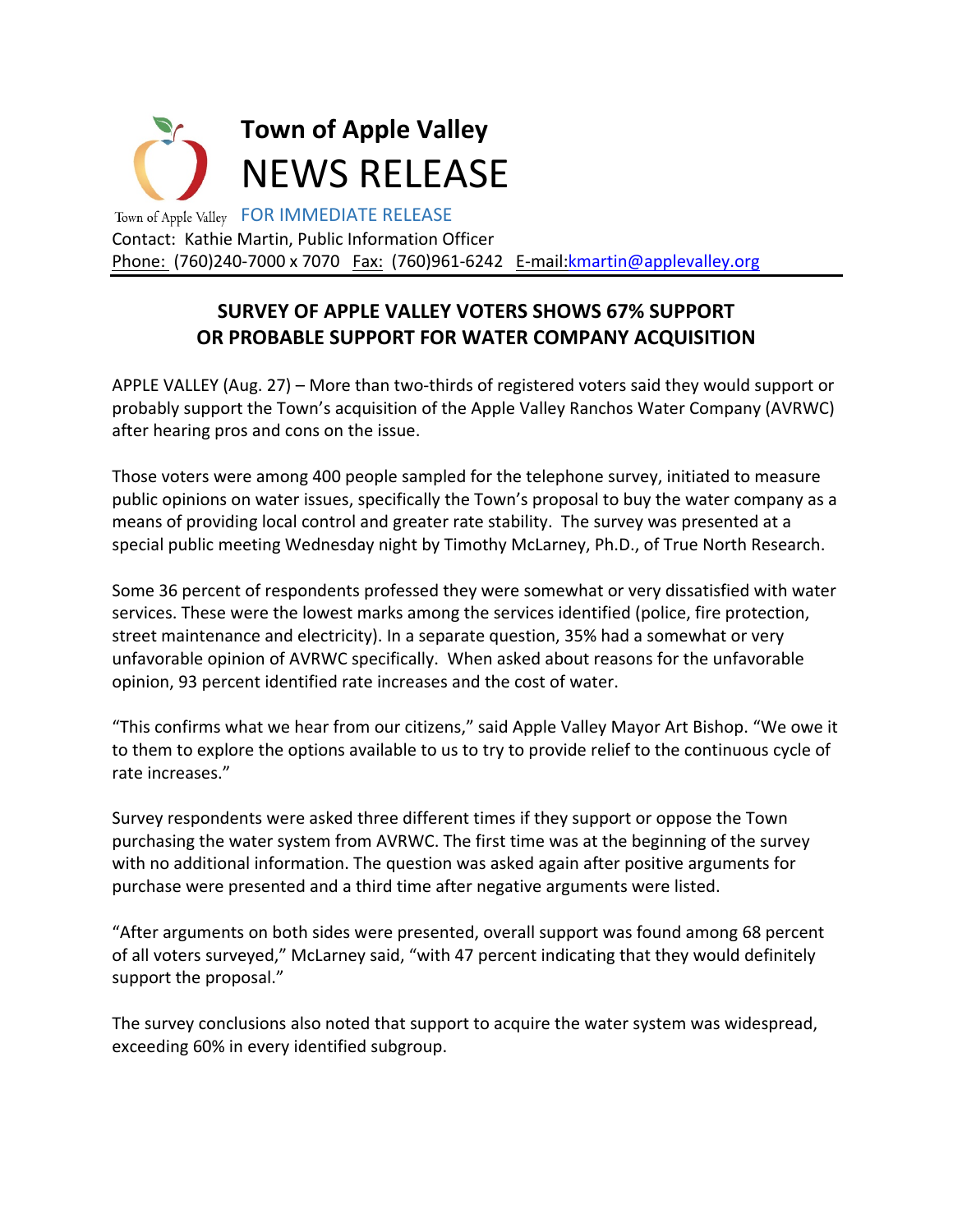**Town of Apple Valley**

# NEWS RELEASE

Town of Apple Valley FOR IMMEDIATE RELEASE

Contact: Kathie Martin, Public Information Officer

Phone: (760)240-7000 x 7070 Fax: (760)961-6242 E-mail:kmartin@applevalley.org

## SURVEY OF APPLE VALLEY VOTERS SHOWS 67% SUPPORT OR PROBABLE SUPPORT FOR WATER COMPANY ACQUISITION

APPLE VALLEY (Aug. 27) – More than two-thirds of registered voters said they would support or probably support the Town's acquisition of the Apple Valley Ranchos Water Company (AVRWC) after hearing pros and cons on the issue.

Those voters were among 400 people sampled for the telephone survey, initiated to measure public opinions on water issues, specifically the Town's proposal to buy the water company as a means of providing local control and greater rate stability. The survey was presented at a special public meeting Wednesday night by Timothy McLarney, Ph.D., of True North Research.

Some 36 percent of respondents professed they were somewhat or very dissatisfied with water services. These were the lowest marks among the services identified (police, fire protection, street maintenance and electricity). In a separate question, 35% had a somewhat or very unfavorable opinion of AVRWC specifically. When asked about reasons for the unfavorable opinion, 93 percent identified rate increases and the cost of water.

"This confirms what we hear from our citizens," said Apple Valley Mayor Art Bishop. "We owe it to them to explore the options available to us to try to provide relief to the continuous cycle of rate increases."

Survey respondents were asked three different times if they support or oppose the Town purchasing the water system from AVRWC. The first time was at the beginning of the survey with no additional information. The question was asked again after positive arguments for purchase were presented and a third time after negative arguments were listed.

"After arguments on both sides were presented, overall support was found among 68 percent of all voters surveyed," McLarney said, "with 47 percent indicating that they would definitely support the proposal."

The survey conclusions also noted that support to acquire the water system was widespread, exceeding 60% in every identified subgroup.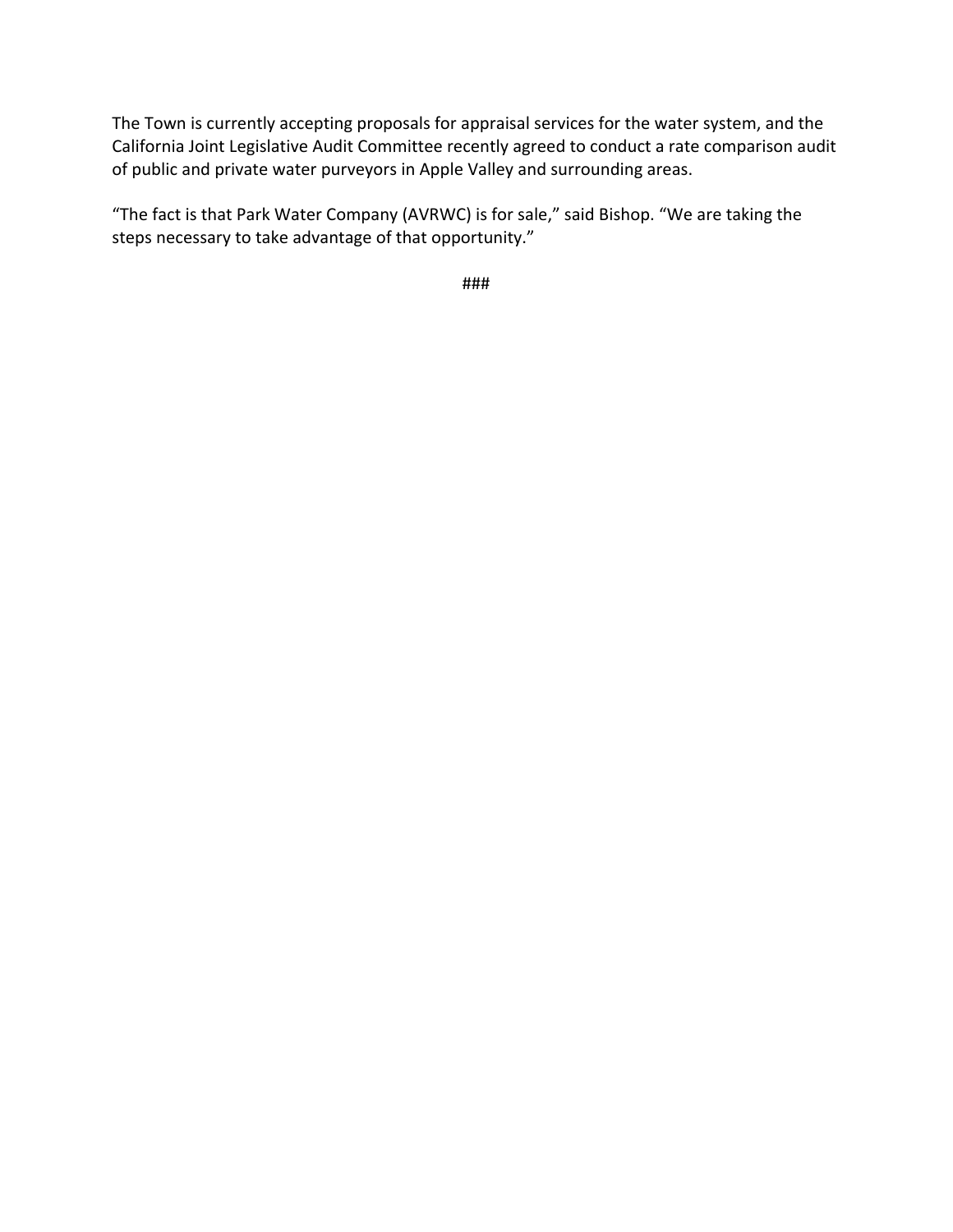The Town is currently accepting proposals for appraisal services for the water system, and the California Joint Legislative Audit Committee recently agreed to conduct a rate comparison audit of public and private water purveyors in Apple Valley and surrounding areas.

“The fact is that Park Water Company (AVRWC) is for sale,” said Bishop. “We are taking the steps necessary to take advantage of that opportunity.”

###